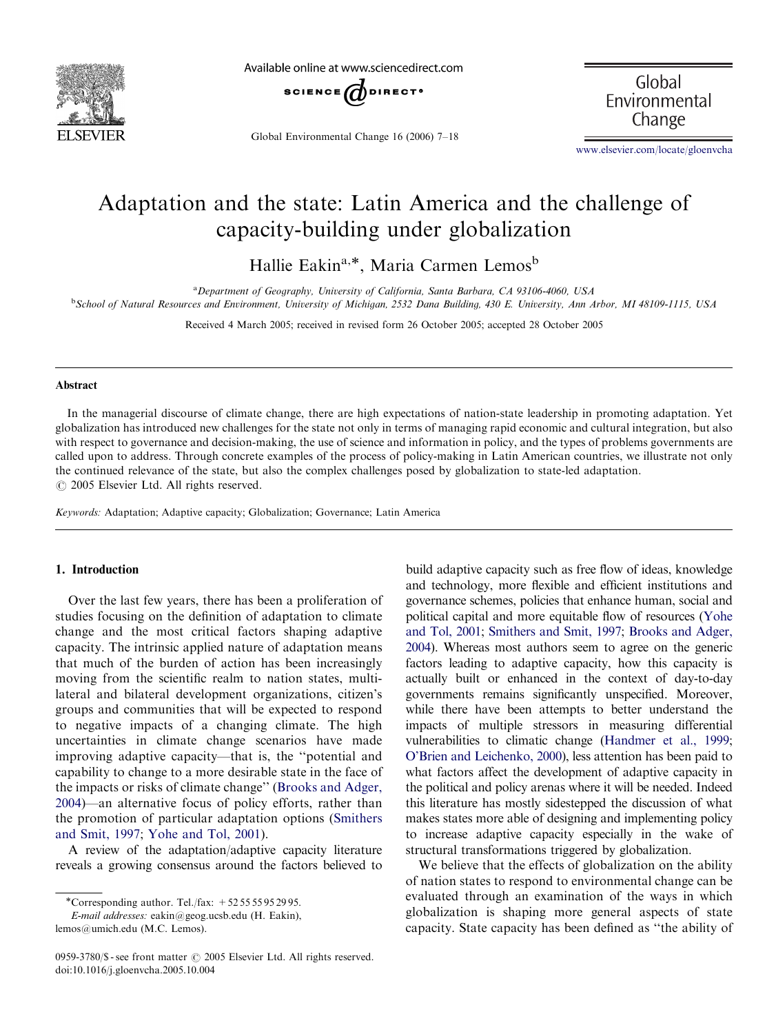# Adaptation and the state: Latin America and the challenge of capacity-building under globalization

Hallie Eakin[a,*], Maria Carmen Lemos[b]

[a]Department of Geography, University of California, Santa Barbara, CA 93106-4060, USA

[b]School of Natural Resources and Environment, University of Michigan, 2532 Dana Building, 430 E. University, Ann Arbor, MI 48109-1115, USA

Received 4 March 2005; received in revised form 26 October 2005; accepted 28 October 2005

## Abstract

In the managerial discourse of climate change, there are high expectations of nation-state leadership in promoting adaptation. Yet globalization has introduced new challenges for the state not only in terms of managing rapid economic and cultural integration, but also with respect to governance and decision-making, the use of science and information in policy, and the types of problems governments are called upon to address. Through concrete examples of the process of policy-making in Latin American countries, we illustrate not only the continued relevance of the state, but also the complex challenges posed by globalization to state-led adaptation.

© 2005 Elsevier Ltd. All rights reserved.

*Keywords:* Adaptation; Adaptive capacity; Globalization; Governance; Latin America

## 1. Introduction

Over the last few years, there has been a proliferation of studies focusing on the definition of adaptation to climate change and the most critical factors shaping adaptive capacity. The intrinsic applied nature of adaptation means that much of the burden of action has been increasingly moving from the scientific realm to nation states, multilateral and bilateral development organizations, citizen's groups and communities that will be expected to respond to negative impacts of a changing climate. The high uncertainties in climate change scenarios have made improving adaptive capacity—that is, the "potential and capability to change to a more desirable state in the face of the impacts or risks of climate change" (Brooks and Adger, 2004)—an alternative focus of policy efforts, rather than the promotion of particular adaptation options (Smithers and Smit, 1997; Yohe and Tol, 2001).

A review of the adaptation/adaptive capacity literature reveals a growing consensus around the factors believed to build adaptive capacity such as free flow of ideas, knowledge and technology, more flexible and efficient institutions and governance schemes, policies that enhance human, social and political capital and more equitable flow of resources (Yohe and Tol, 2001; Smithers and Smit, 1997; Brooks and Adger, 2004). Whereas most authors seem to agree on the generic factors leading to adaptive capacity, how this capacity is actually built or enhanced in the context of day-to-day governments remains significantly unspecified. Moreover, while there have been attempts to better understand the impacts of multiple stressors in measuring differential vulnerabilities to climatic change (Handmer et al., 1999; O'Brien and Leichenko, 2000), less attention has been paid to what factors affect the development of adaptive capacity in the political and policy arenas where it will be needed. Indeed this literature has mostly sidestepped the discussion of what makes states more able of designing and implementing policy to increase adaptive capacity especially in the wake of structural transformations triggered by globalization.

We believe that the effects of globalization on the ability of nation states to respond to environmental change can be evaluated through an examination of the ways in which globalization is shaping more general aspects of state capacity. State capacity has been defined as "the ability of

*Corresponding author. Tel./fax: +52 55 55 95 29 95.
*E-mail addresses:* eakin@geog.ucsb.edu (H. Eakin), lemos@umich.edu (M.C. Lemos).

0959-3780/$ - see front matter © 2005 Elsevier Ltd. All rights reserved.
doi:10.1016/j.gloenvcha.2005.10.004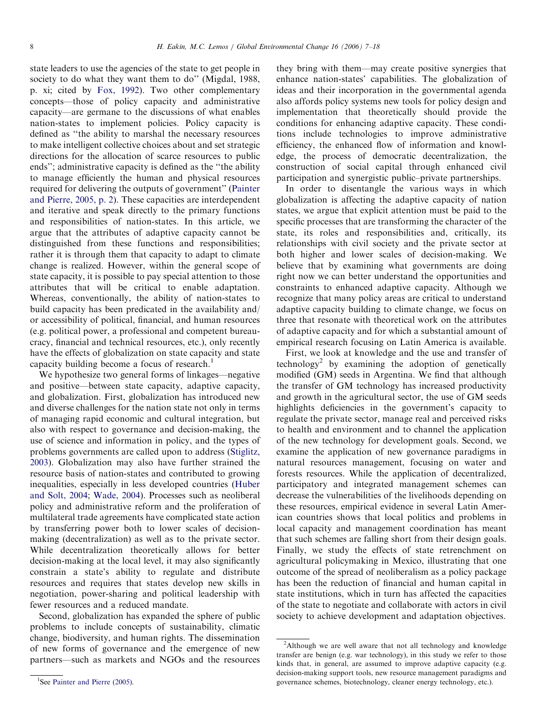state leaders to use the agencies of the state to get people in society to do what they want them to do" (Migdal, 1988, p. xi; cited by Fox, 1992). Two other complementary concepts—those of policy capacity and administrative capacity—are germane to the discussions of what enables nation-states to implement policies. Policy capacity is defined as "the ability to marshal the necessary resources to make intelligent collective choices about and set strategic directions for the allocation of scarce resources to public ends"; administrative capacity is defined as the "the ability to manage efficiently the human and physical resources required for delivering the outputs of government" (Painter and Pierre, 2005, p. 2). These capacities are interdependent and iterative and speak directly to the primary functions and responsibilities of nation-states. In this article, we argue that the attributes of adaptive capacity cannot be distinguished from these functions and responsibilities; rather it is through them that capacity to adapt to climate change is realized. However, within the general scope of state capacity, it is possible to pay special attention to those attributes that will be critical to enable adaptation. Whereas, conventionally, the ability of nation-states to build capacity has been predicated in the availability and/or accessibility of political, financial, and human resources (e.g. political power, a professional and competent bureaucracy, financial and technical resources, etc.), only recently have the effects of globalization on state capacity and state capacity building become a focus of research.[1]

We hypothesize two general forms of linkages—negative and positive—between state capacity, adaptive capacity, and globalization. First, globalization has introduced new and diverse challenges for the nation state not only in terms of managing rapid economic and cultural integration, but also with respect to governance and decision-making, the use of science and information in policy, and the types of problems governments are called upon to address (Stiglitz, 2003). Globalization may also have further strained the resource basis of nation-states and contributed to growing inequalities, especially in less developed countries (Huber and Solt, 2004; Wade, 2004). Processes such as neoliberal policy and administrative reform and the proliferation of multilateral trade agreements have complicated state action by transferring power both to lower scales of decision-making (decentralization) as well as to the private sector. While decentralization theoretically allows for better decision-making at the local level, it may also significantly constrain a state's ability to regulate and distribute resources and requires that states develop new skills in negotiation, power-sharing and political leadership with fewer resources and a reduced mandate.

Second, globalization has expanded the sphere of public problems to include concepts of sustainability, climatic change, biodiversity, and human rights. The dissemination of new forms of governance and the emergence of new partners—such as markets and NGOs and the resources they bring with them—may create positive synergies that enhance nation-states' capabilities. The globalization of ideas and their incorporation in the governmental agenda also affords policy systems new tools for policy design and implementation that theoretically should provide the conditions for enhancing adaptive capacity. These conditions include technologies to improve administrative efficiency, the enhanced flow of information and knowledge, the process of democratic decentralization, the construction of social capital through enhanced civil participation and synergistic public–private partnerships.

In order to disentangle the various ways in which globalization is affecting the adaptive capacity of nation states, we argue that explicit attention must be paid to the specific processes that are transforming the character of the state, its roles and responsibilities and, critically, its relationships with civil society and the private sector at both higher and lower scales of decision-making. We believe that by examining what governments are doing right now we can better understand the opportunities and constraints to enhanced adaptive capacity. Although we recognize that many policy areas are critical to understand adaptive capacity building to climate change, we focus on three that resonate with theoretical work on the attributes of adaptive capacity and for which a substantial amount of empirical research focusing on Latin America is available.

First, we look at knowledge and the use and transfer of technology[2] by examining the adoption of genetically modified (GM) seeds in Argentina. We find that although the transfer of GM technology has increased productivity and growth in the agricultural sector, the use of GM seeds highlights deficiencies in the government's capacity to regulate the private sector, manage real and perceived risks to health and environment and to channel the application of the new technology for development goals. Second, we examine the application of new governance paradigms in natural resources management, focusing on water and forests resources. While the application of decentralized, participatory and integrated management schemes can decrease the vulnerabilities of the livelihoods depending on these resources, empirical evidence in several Latin American countries shows that local politics and problems in local capacity and management coordination has meant that such schemes are falling short from their design goals. Finally, we study the effects of state retrenchment on agricultural policymaking in Mexico, illustrating that one outcome of the spread of neoliberalism as a policy package has been the reduction of financial and human capital in state institutions, which in turn has affected the capacities of the state to negotiate and collaborate with actors in civil society to achieve development and adaptation objectives.

[1] See Painter and Pierre (2005).

[2] Although we are well aware that not all technology and knowledge transfer are benign (e.g. war technology), in this study we refer to those kinds that, in general, are assumed to improve adaptive capacity (e.g. decision-making support tools, new resource management paradigms and governance schemes, biotechnology, cleaner energy technology, etc.).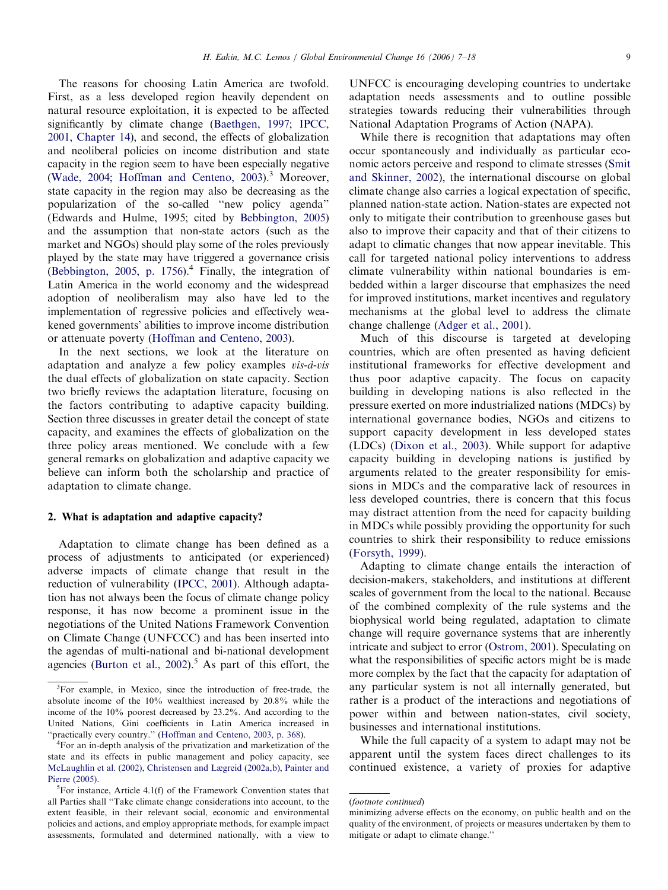The reasons for choosing Latin America are twofold. First, as a less developed region heavily dependent on natural resource exploitation, it is expected to be affected significantly by climate change (Baethgen, 1997; IPCC, 2001, Chapter 14), and second, the effects of globalization and neoliberal policies on income distribution and state capacity in the region seem to have been especially negative (Wade, 2004; Hoffman and Centeno, 2003).[3] Moreover, state capacity in the region may also be decreasing as the popularization of the so-called ''new policy agenda'' (Edwards and Hulme, 1995; cited by Bebbington, 2005) and the assumption that non-state actors (such as the market and NGOs) should play some of the roles previously played by the state may have triggered a governance crisis (Bebbington, 2005, p. 1756).[4] Finally, the integration of Latin America in the world economy and the widespread adoption of neoliberalism may also have led to the implementation of regressive policies and effectively weakened governments' abilities to improve income distribution or attenuate poverty (Hoffman and Centeno, 2003).

In the next sections, we look at the literature on adaptation and analyze a few policy examples *vis-à-vis* the dual effects of globalization on state capacity. Section two briefly reviews the adaptation literature, focusing on the factors contributing to adaptive capacity building. Section three discusses in greater detail the concept of state capacity, and examines the effects of globalization on the three policy areas mentioned. We conclude with a few general remarks on globalization and adaptive capacity we believe can inform both the scholarship and practice of adaptation to climate change.

## 2. What is adaptation and adaptive capacity?

Adaptation to climate change has been defined as a process of adjustments to anticipated (or experienced) adverse impacts of climate change that result in the reduction of vulnerability (IPCC, 2001). Although adaptation has not always been the focus of climate change policy response, it has now become a prominent issue in the negotiations of the United Nations Framework Convention on Climate Change (UNFCCC) and has been inserted into the agendas of multi-national and bi-national development agencies (Burton et al., 2002).[5] As part of this effort, the UNFCC is encouraging developing countries to undertake adaptation needs assessments and to outline possible strategies towards reducing their vulnerabilities through National Adaptation Programs of Action (NAPA).

While there is recognition that adaptations may often occur spontaneously and individually as particular economic actors perceive and respond to climate stresses (Smit and Skinner, 2002), the international discourse on global climate change also carries a logical expectation of specific, planned nation-state action. Nation-states are expected not only to mitigate their contribution to greenhouse gases but also to improve their capacity and that of their citizens to adapt to climatic changes that now appear inevitable. This call for targeted national policy interventions to address climate vulnerability within national boundaries is embedded within a larger discourse that emphasizes the need for improved institutions, market incentives and regulatory mechanisms at the global level to address the climate change challenge (Adger et al., 2001).

Much of this discourse is targeted at developing countries, which are often presented as having deficient institutional frameworks for effective development and thus poor adaptive capacity. The focus on capacity building in developing nations is also reflected in the pressure exerted on more industrialized nations (MDCs) by international governance bodies, NGOs and citizens to support capacity development in less developed states (LDCs) (Dixon et al., 2003). While support for adaptive capacity building in developing nations is justified by arguments related to the greater responsibility for emissions in MDCs and the comparative lack of resources in less developed countries, there is concern that this focus may distract attention from the need for capacity building in MDCs while possibly providing the opportunity for such countries to shirk their responsibility to reduce emissions (Forsyth, 1999).

Adapting to climate change entails the interaction of decision-makers, stakeholders, and institutions at different scales of government from the local to the national. Because of the combined complexity of the rule systems and the biophysical world being regulated, adaptation to climate change will require governance systems that are inherently intricate and subject to error (Ostrom, 2001). Speculating on what the responsibilities of specific actors might be is made more complex by the fact that the capacity for adaptation of any particular system is not all internally generated, but rather is a product of the interactions and negotiations of power within and between nation-states, civil society, businesses and international institutions.

While the full capacity of a system to adapt may not be apparent until the system faces direct challenges to its continued existence, a variety of proxies for adaptive

---

[3] For example, in Mexico, since the introduction of free-trade, the absolute income of the 10% wealthiest increased by 20.8% while the income of the 10% poorest decreased by 23.2%. And according to the United Nations, Gini coefficients in Latin America increased in ''practically every country.'' (Hoffman and Centeno, 2003, p. 368).

[4] For an in-depth analysis of the privatization and marketization of the state and its effects in public management and policy capacity, see McLaughlin et al. (2002), Christensen and Lægreid (2002a,b), Painter and Pierre (2005).

[5] For instance, Article 4.1(f) of the Framework Convention states that all Parties shall ''Take climate change considerations into account, to the extent feasible, in their relevant social, economic and environmental policies and actions, and employ appropriate methods, for example impact assessments, formulated and determined nationally, with a view to minimizing adverse effects on the economy, on public health and on the quality of the environment, of projects or measures undertaken by them to mitigate or adapt to climate change.''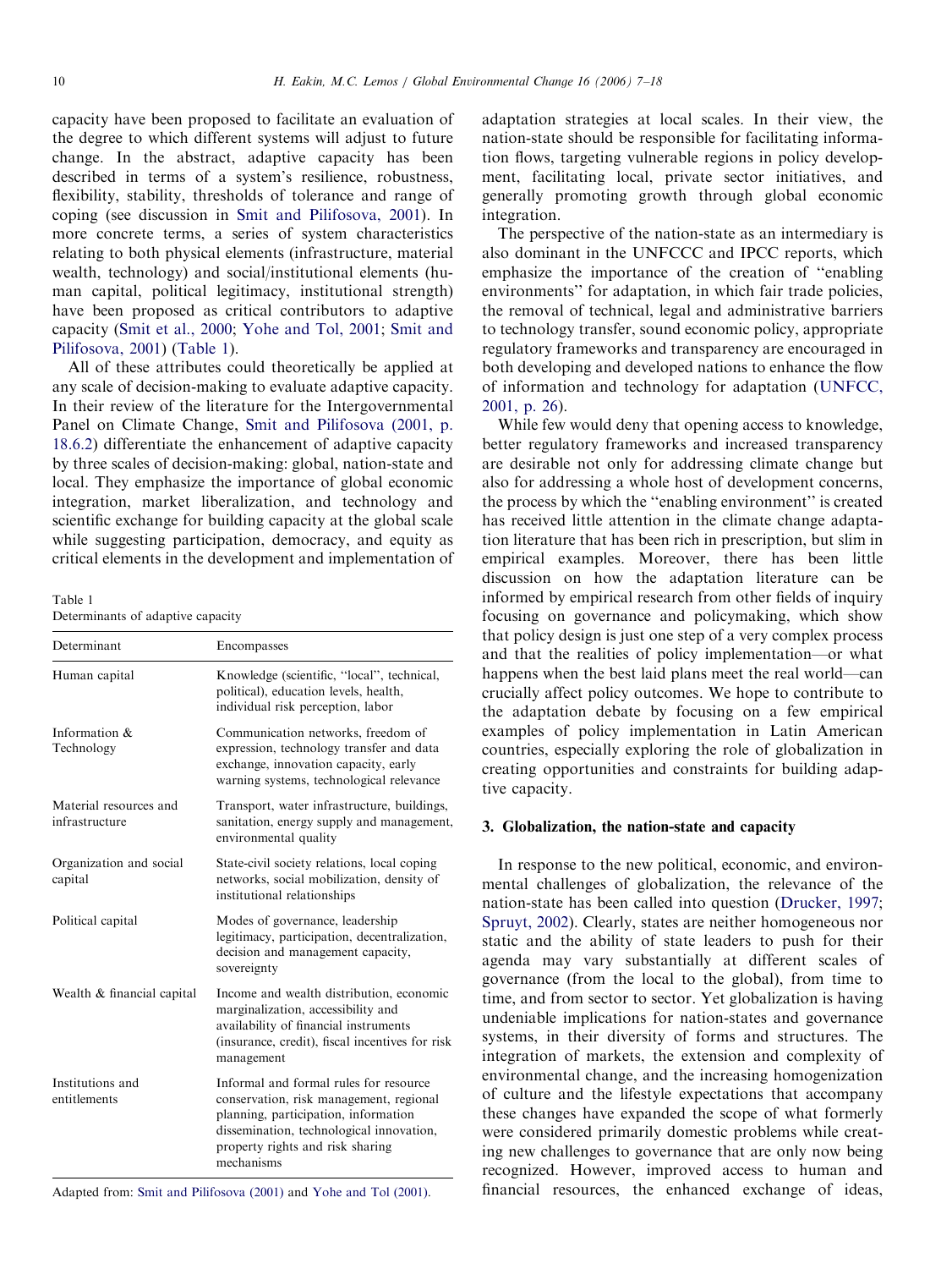capacity have been proposed to facilitate an evaluation of the degree to which different systems will adjust to future change. In the abstract, adaptive capacity has been described in terms of a system's resilience, robustness, flexibility, stability, thresholds of tolerance and range of coping (see discussion in Smit and Pilifosova, 2001). In more concrete terms, a series of system characteristics relating to both physical elements (infrastructure, material wealth, technology) and social/institutional elements (human capital, political legitimacy, institutional strength) have been proposed as critical contributors to adaptive capacity (Smit et al., 2000; Yohe and Tol, 2001; Smit and Pilifosova, 2001) (Table 1).

All of these attributes could theoretically be applied at any scale of decision-making to evaluate adaptive capacity. In their review of the literature for the Intergovernmental Panel on Climate Change, Smit and Pilifosova (2001, p. 18.6.2) differentiate the enhancement of adaptive capacity by three scales of decision-making: global, nation-state and local. They emphasize the importance of global economic integration, market liberalization, and technology and scientific exchange for building capacity at the global scale while suggesting participation, democracy, and equity as critical elements in the development and implementation of adaptation strategies at local scales. In their view, the nation-state should be responsible for facilitating information flows, targeting vulnerable regions in policy development, facilitating local, private sector initiatives, and generally promoting growth through global economic integration.

Table 1
Determinants of adaptive capacity

| Determinant | Encompasses |
|---|---|
| Human capital | Knowledge (scientific, "local", technical, political), education levels, health, individual risk perception, labor |
| Information & Technology | Communication networks, freedom of expression, technology transfer and data exchange, innovation capacity, early warning systems, technological relevance |
| Material resources and infrastructure | Transport, water infrastructure, buildings, sanitation, energy supply and management, environmental quality |
| Organization and social capital | State-civil society relations, local coping networks, social mobilization, density of institutional relationships |
| Political capital | Modes of governance, leadership legitimacy, participation, decentralization, decision and management capacity, sovereignty |
| Wealth & financial capital | Income and wealth distribution, economic marginalization, accessibility and availability of financial instruments (insurance, credit), fiscal incentives for risk management |
| Institutions and entitlements | Informal and formal rules for resource conservation, risk management, regional planning, participation, information dissemination, technological innovation, property rights and risk sharing mechanisms |

Adapted from: Smit and Pilifosova (2001) and Yohe and Tol (2001).

The perspective of the nation-state as an intermediary is also dominant in the UNFCCC and IPCC reports, which emphasize the importance of the creation of "enabling environments" for adaptation, in which fair trade policies, the removal of technical, legal and administrative barriers to technology transfer, sound economic policy, appropriate regulatory frameworks and transparency are encouraged in both developing and developed nations to enhance the flow of information and technology for adaptation (UNFCC, 2001, p. 26).

While few would deny that opening access to knowledge, better regulatory frameworks and increased transparency are desirable not only for addressing climate change but also for addressing a whole host of development concerns, the process by which the "enabling environment" is created has received little attention in the climate change adaptation literature that has been rich in prescription, but slim in empirical examples. Moreover, there has been little discussion on how the adaptation literature can be informed by empirical research from other fields of inquiry focusing on governance and policymaking, which show that policy design is just one step of a very complex process and that the realities of policy implementation—or what happens when the best laid plans meet the real world—can crucially affect policy outcomes. We hope to contribute to the adaptation debate by focusing on a few empirical examples of policy implementation in Latin American countries, especially exploring the role of globalization in creating opportunities and constraints for building adaptive capacity.

## 3. Globalization, the nation-state and capacity

In response to the new political, economic, and environmental challenges of globalization, the relevance of the nation-state has been called into question (Drucker, 1997; Spruyt, 2002). Clearly, states are neither homogeneous nor static and the ability of state leaders to push for their agenda may vary substantially at different scales of governance (from the local to the global), from time to time, and from sector to sector. Yet globalization is having undeniable implications for nation-states and governance systems, in their diversity of forms and structures. The integration of markets, the extension and complexity of environmental change, and the increasing homogenization of culture and the lifestyle expectations that accompany these changes have expanded the scope of what formerly were considered primarily domestic problems while creating new challenges to governance that are only now being recognized. However, improved access to human and financial resources, the enhanced exchange of ideas,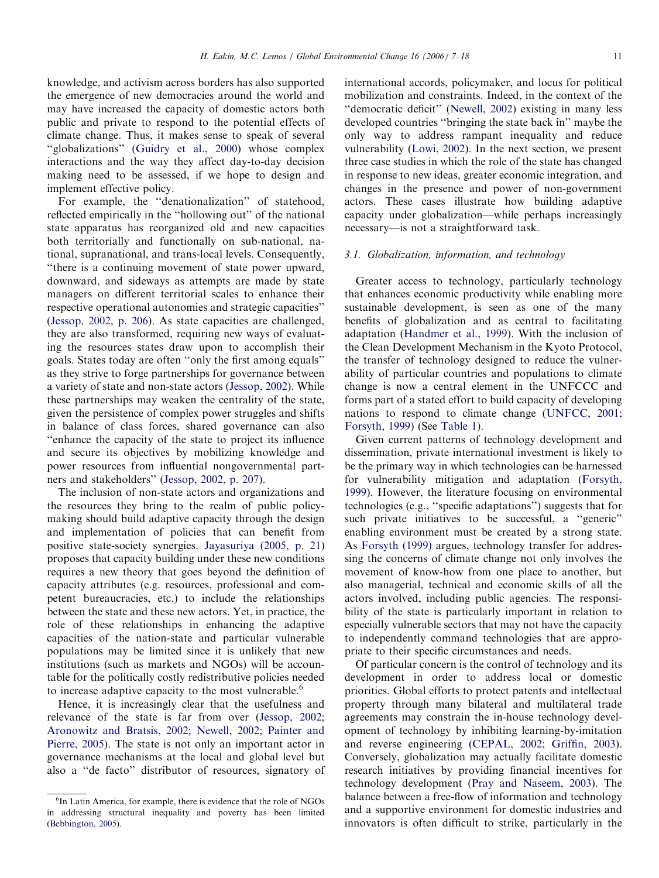knowledge, and activism across borders has also supported the emergence of new democracies around the world and may have increased the capacity of domestic actors both public and private to respond to the potential effects of climate change. Thus, it makes sense to speak of several ''globalizations'' (Guidry et al., 2000) whose complex interactions and the way they affect day-to-day decision making need to be assessed, if we hope to design and implement effective policy.

For example, the ''denationalization'' of statehood, reflected empirically in the ''hollowing out'' of the national state apparatus has reorganized old and new capacities both territorially and functionally on sub-national, national, supranational, and trans-local levels. Consequently, ''there is a continuing movement of state power upward, downward, and sideways as attempts are made by state managers on different territorial scales to enhance their respective operational autonomies and strategic capacities'' (Jessop, 2002, p. 206). As state capacities are challenged, they are also transformed, requiring new ways of evaluating the resources states draw upon to accomplish their goals. States today are often ''only the first among equals'' as they strive to forge partnerships for governance between a variety of state and non-state actors (Jessop, 2002). While these partnerships may weaken the centrality of the state, given the persistence of complex power struggles and shifts in balance of class forces, shared governance can also ''enhance the capacity of the state to project its influence and secure its objectives by mobilizing knowledge and power resources from influential nongovernmental partners and stakeholders'' (Jessop, 2002, p. 207).

The inclusion of non-state actors and organizations and the resources they bring to the realm of public policy-making should build adaptive capacity through the design and implementation of policies that can benefit from positive state-society synergies. Jayasuriya (2005, p. 21) proposes that capacity building under these new conditions requires a new theory that goes beyond the definition of capacity attributes (e.g. resources, professional and competent bureaucracies, etc.) to include the relationships between the state and these new actors. Yet, in practice, the role of these relationships in enhancing the adaptive capacities of the nation-state and particular vulnerable populations may be limited since it is unlikely that new institutions (such as markets and NGOs) will be accountable for the politically costly redistributive policies needed to increase adaptive capacity to the most vulnerable.[6]

Hence, it is increasingly clear that the usefulness and relevance of the state is far from over (Jessop, 2002; Aronowitz and Bratsis, 2002; Newell, 2002; Painter and Pierre, 2005). The state is not only an important actor in governance mechanisms at the local and global level but also a ''de facto'' distributor of resources, signatory of international accords, policymaker, and locus for political mobilization and constraints. Indeed, in the context of the ''democratic deficit'' (Newell, 2002) existing in many less developed countries ''bringing the state back in'' maybe the only way to address rampant inequality and reduce vulnerability (Lowi, 2002). In the next section, we present three case studies in which the role of the state has changed in response to new ideas, greater economic integration, and changes in the presence and power of non-government actors. These cases illustrate how building adaptive capacity under globalization—while perhaps increasingly necessary—is not a straightforward task.

### 3.1. Globalization, information, and technology

Greater access to technology, particularly technology that enhances economic productivity while enabling more sustainable development, is seen as one of the many benefits of globalization and as central to facilitating adaptation (Handmer et al., 1999). With the inclusion of the Clean Development Mechanism in the Kyoto Protocol, the transfer of technology designed to reduce the vulnerability of particular countries and populations to climate change is now a central element in the UNFCCC and forms part of a stated effort to build capacity of developing nations to respond to climate change (UNFCC, 2001; Forsyth, 1999) (See Table 1).

Given current patterns of technology development and dissemination, private international investment is likely to be the primary way in which technologies can be harnessed for vulnerability mitigation and adaptation (Forsyth, 1999). However, the literature focusing on environmental technologies (e.g., ''specific adaptations'') suggests that for such private initiatives to be successful, a ''generic'' enabling environment must be created by a strong state. As Forsyth (1999) argues, technology transfer for addressing the concerns of climate change not only involves the movement of know-how from one place to another, but also managerial, technical and economic skills of all the actors involved, including public agencies. The responsibility of the state is particularly important in relation to especially vulnerable sectors that may not have the capacity to independently command technologies that are appropriate to their specific circumstances and needs.

Of particular concern is the control of technology and its development in order to address local or domestic priorities. Global efforts to protect patents and intellectual property through many bilateral and multilateral trade agreements may constrain the in-house technology development of technology by inhibiting learning-by-imitation and reverse engineering (CEPAL, 2002; Griffin, 2003). Conversely, globalization may actually facilitate domestic research initiatives by providing financial incentives for technology development (Pray and Naseem, 2003). The balance between a free-flow of information and technology and a supportive environment for domestic industries and innovators is often difficult to strike, particularly in the

---

[6] In Latin America, for example, there is evidence that the role of NGOs in addressing structural inequality and poverty has been limited (Bebbington, 2005).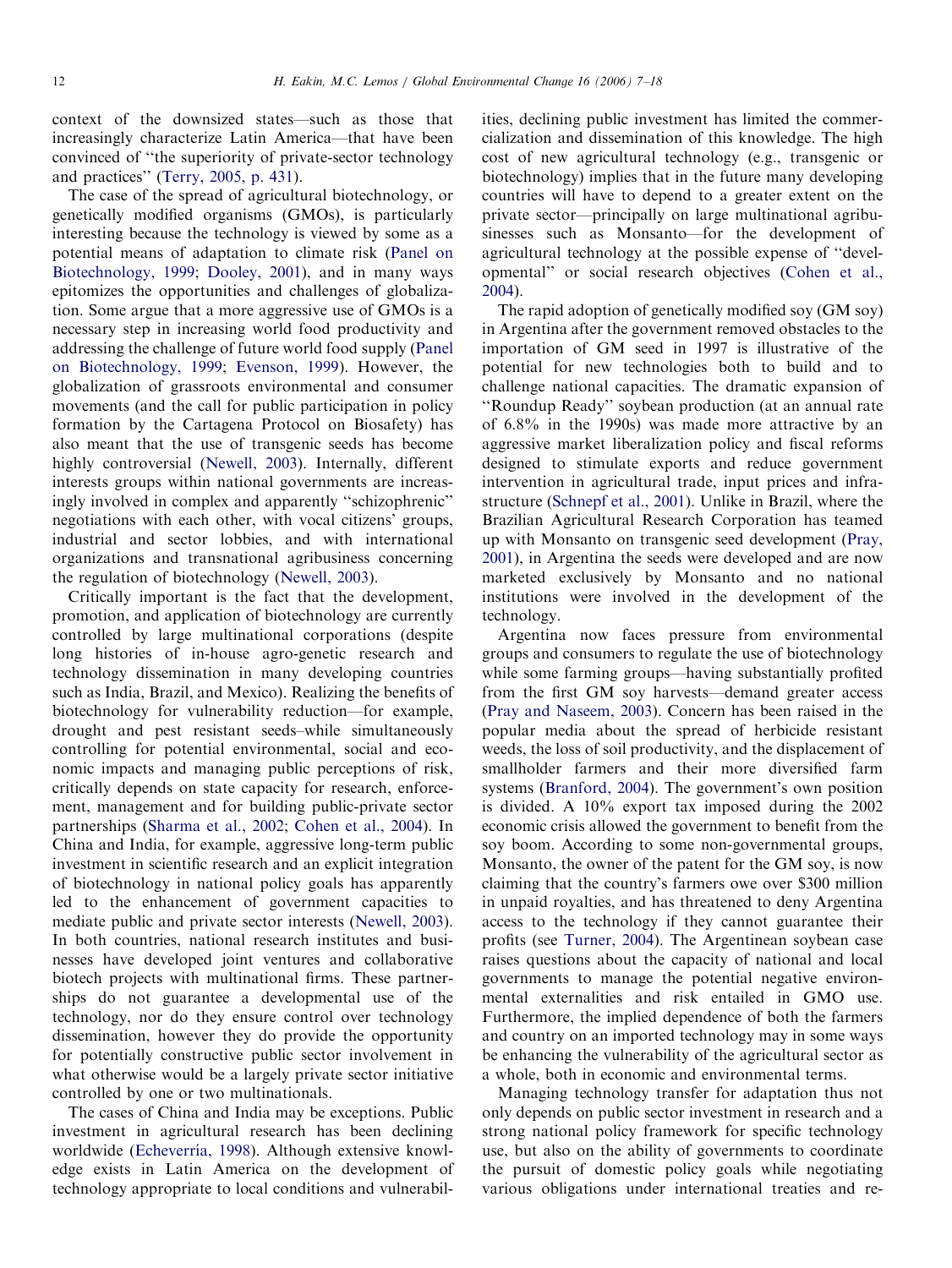context of the downsized states—such as those that increasingly characterize Latin America—that have been convinced of ''the superiority of private-sector technology and practices'' (Terry, 2005, p. 431).

The case of the spread of agricultural biotechnology, or genetically modified organisms (GMOs), is particularly interesting because the technology is viewed by some as a potential means of adaptation to climate risk (Panel on Biotechnology, 1999; Dooley, 2001), and in many ways epitomizes the opportunities and challenges of globalization. Some argue that a more aggressive use of GMOs is a necessary step in increasing world food productivity and addressing the challenge of future world food supply (Panel on Biotechnology, 1999; Evenson, 1999). However, the globalization of grassroots environmental and consumer movements (and the call for public participation in policy formation by the Cartagena Protocol on Biosafety) has also meant that the use of transgenic seeds has become highly controversial (Newell, 2003). Internally, different interests groups within national governments are increasingly involved in complex and apparently ''schizophrenic'' negotiations with each other, with vocal citizens' groups, industrial and sector lobbies, and with international organizations and transnational agribusiness concerning the regulation of biotechnology (Newell, 2003).

Critically important is the fact that the development, promotion, and application of biotechnology are currently controlled by large multinational corporations (despite long histories of in-house agro-genetic research and technology dissemination in many developing countries such as India, Brazil, and Mexico). Realizing the benefits of biotechnology for vulnerability reduction—for example, drought and pest resistant seeds–while simultaneously controlling for potential environmental, social and economic impacts and managing public perceptions of risk, critically depends on state capacity for research, enforcement, management and for building public-private sector partnerships (Sharma et al., 2002; Cohen et al., 2004). In China and India, for example, aggressive long-term public investment in scientific research and an explicit integration of biotechnology in national policy goals has apparently led to the enhancement of government capacities to mediate public and private sector interests (Newell, 2003). In both countries, national research institutes and businesses have developed joint ventures and collaborative biotech projects with multinational firms. These partnerships do not guarantee a developmental use of the technology, nor do they ensure control over technology dissemination, however they do provide the opportunity for potentially constructive public sector involvement in what otherwise would be a largely private sector initiative controlled by one or two multinationals.

The cases of China and India may be exceptions. Public investment in agricultural research has been declining worldwide (Echeverría, 1998). Although extensive knowledge exists in Latin America on the development of technology appropriate to local conditions and vulnerabilities, declining public investment has limited the commercialization and dissemination of this knowledge. The high cost of new agricultural technology (e.g., transgenic or biotechnology) implies that in the future many developing countries will have to depend to a greater extent on the private sector—principally on large multinational agribusinesses such as Monsanto—for the development of agricultural technology at the possible expense of ''developmental'' or social research objectives (Cohen et al., 2004).

The rapid adoption of genetically modified soy (GM soy) in Argentina after the government removed obstacles to the importation of GM seed in 1997 is illustrative of the potential for new technologies both to build and to challenge national capacities. The dramatic expansion of ''Roundup Ready'' soybean production (at an annual rate of 6.8% in the 1990s) was made more attractive by an aggressive market liberalization policy and fiscal reforms designed to stimulate exports and reduce government intervention in agricultural trade, input prices and infrastructure (Schnepf et al., 2001). Unlike in Brazil, where the Brazilian Agricultural Research Corporation has teamed up with Monsanto on transgenic seed development (Pray, 2001), in Argentina the seeds were developed and are now marketed exclusively by Monsanto and no national institutions were involved in the development of the technology.

Argentina now faces pressure from environmental groups and consumers to regulate the use of biotechnology while some farming groups—having substantially profited from the first GM soy harvests—demand greater access (Pray and Naseem, 2003). Concern has been raised in the popular media about the spread of herbicide resistant weeds, the loss of soil productivity, and the displacement of smallholder farmers and their more diversified farm systems (Branford, 2004). The government's own position is divided. A 10% export tax imposed during the 2002 economic crisis allowed the government to benefit from the soy boom. According to some non-governmental groups, Monsanto, the owner of the patent for the GM soy, is now claiming that the country's farmers owe over $300 million in unpaid royalties, and has threatened to deny Argentina access to the technology if they cannot guarantee their profits (see Turner, 2004). The Argentinean soybean case raises questions about the capacity of national and local governments to manage the potential negative environmental externalities and risk entailed in GMO use. Furthermore, the implied dependence of both the farmers and country on an imported technology may in some ways be enhancing the vulnerability of the agricultural sector as a whole, both in economic and environmental terms.

Managing technology transfer for adaptation thus not only depends on public sector investment in research and a strong national policy framework for specific technology use, but also on the ability of governments to coordinate the pursuit of domestic policy goals while negotiating various obligations under international treaties and re-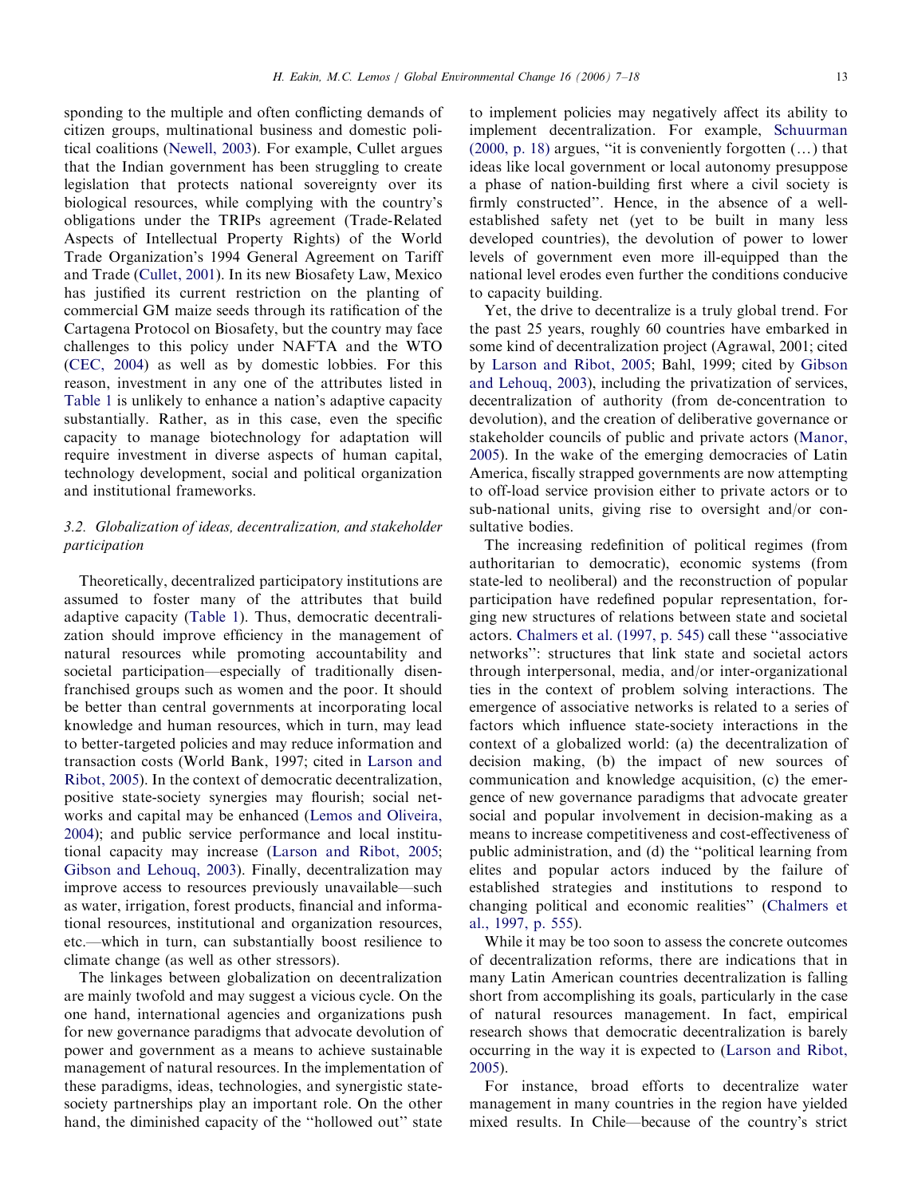sponding to the multiple and often conflicting demands of citizen groups, multinational business and domestic political coalitions (Newell, 2003). For example, Cullet argues that the Indian government has been struggling to create legislation that protects national sovereignty over its biological resources, while complying with the country's obligations under the TRIPs agreement (Trade-Related Aspects of Intellectual Property Rights) of the World Trade Organization's 1994 General Agreement on Tariff and Trade (Cullet, 2001). In its new Biosafety Law, Mexico has justified its current restriction on the planting of commercial GM maize seeds through its ratification of the Cartagena Protocol on Biosafety, but the country may face challenges to this policy under NAFTA and the WTO (CEC, 2004) as well as by domestic lobbies. For this reason, investment in any one of the attributes listed in Table 1 is unlikely to enhance a nation's adaptive capacity substantially. Rather, as in this case, even the specific capacity to manage biotechnology for adaptation will require investment in diverse aspects of human capital, technology development, social and political organization and institutional frameworks.

### *3.2. Globalization of ideas, decentralization, and stakeholder participation*

Theoretically, decentralized participatory institutions are assumed to foster many of the attributes that build adaptive capacity (Table 1). Thus, democratic decentralization should improve efficiency in the management of natural resources while promoting accountability and societal participation—especially of traditionally disenfranchised groups such as women and the poor. It should be better than central governments at incorporating local knowledge and human resources, which in turn, may lead to better-targeted policies and may reduce information and transaction costs (World Bank, 1997; cited in Larson and Ribot, 2005). In the context of democratic decentralization, positive state-society synergies may flourish; social networks and capital may be enhanced (Lemos and Oliveira, 2004); and public service performance and local institutional capacity may increase (Larson and Ribot, 2005; Gibson and Lehouq, 2003). Finally, decentralization may improve access to resources previously unavailable—such as water, irrigation, forest products, financial and informational resources, institutional and organization resources, etc.—which in turn, can substantially boost resilience to climate change (as well as other stressors).

The linkages between globalization on decentralization are mainly twofold and may suggest a vicious cycle. On the one hand, international agencies and organizations push for new governance paradigms that advocate devolution of power and government as a means to achieve sustainable management of natural resources. In the implementation of these paradigms, ideas, technologies, and synergistic state-society partnerships play an important role. On the other hand, the diminished capacity of the ''hollowed out'' state to implement policies may negatively affect its ability to implement decentralization. For example, Schuurman (2000, p. 18) argues, ''it is conveniently forgotten (…) that ideas like local government or local autonomy presuppose a phase of nation-building first where a civil society is firmly constructed''. Hence, in the absence of a well-established safety net (yet to be built in many less developed countries), the devolution of power to lower levels of government even more ill-equipped than the national level erodes even further the conditions conducive to capacity building.

Yet, the drive to decentralize is a truly global trend. For the past 25 years, roughly 60 countries have embarked in some kind of decentralization project (Agrawal, 2001; cited by Larson and Ribot, 2005; Bahl, 1999; cited by Gibson and Lehouq, 2003), including the privatization of services, decentralization of authority (from de-concentration to devolution), and the creation of deliberative governance or stakeholder councils of public and private actors (Manor, 2005). In the wake of the emerging democracies of Latin America, fiscally strapped governments are now attempting to off-load service provision either to private actors or to sub-national units, giving rise to oversight and/or consultative bodies.

The increasing redefinition of political regimes (from authoritarian to democratic), economic systems (from state-led to neoliberal) and the reconstruction of popular participation have redefined popular representation, forging new structures of relations between state and societal actors. Chalmers et al. (1997, p. 545) call these ''associative networks'': structures that link state and societal actors through interpersonal, media, and/or inter-organizational ties in the context of problem solving interactions. The emergence of associative networks is related to a series of factors which influence state-society interactions in the context of a globalized world: (a) the decentralization of decision making, (b) the impact of new sources of communication and knowledge acquisition, (c) the emergence of new governance paradigms that advocate greater social and popular involvement in decision-making as a means to increase competitiveness and cost-effectiveness of public administration, and (d) the ''political learning from elites and popular actors induced by the failure of established strategies and institutions to respond to changing political and economic realities'' (Chalmers et al., 1997, p. 555).

While it may be too soon to assess the concrete outcomes of decentralization reforms, there are indications that in many Latin American countries decentralization is falling short from accomplishing its goals, particularly in the case of natural resources management. In fact, empirical research shows that democratic decentralization is barely occurring in the way it is expected to (Larson and Ribot, 2005).

For instance, broad efforts to decentralize water management in many countries in the region have yielded mixed results. In Chile—because of the country's strict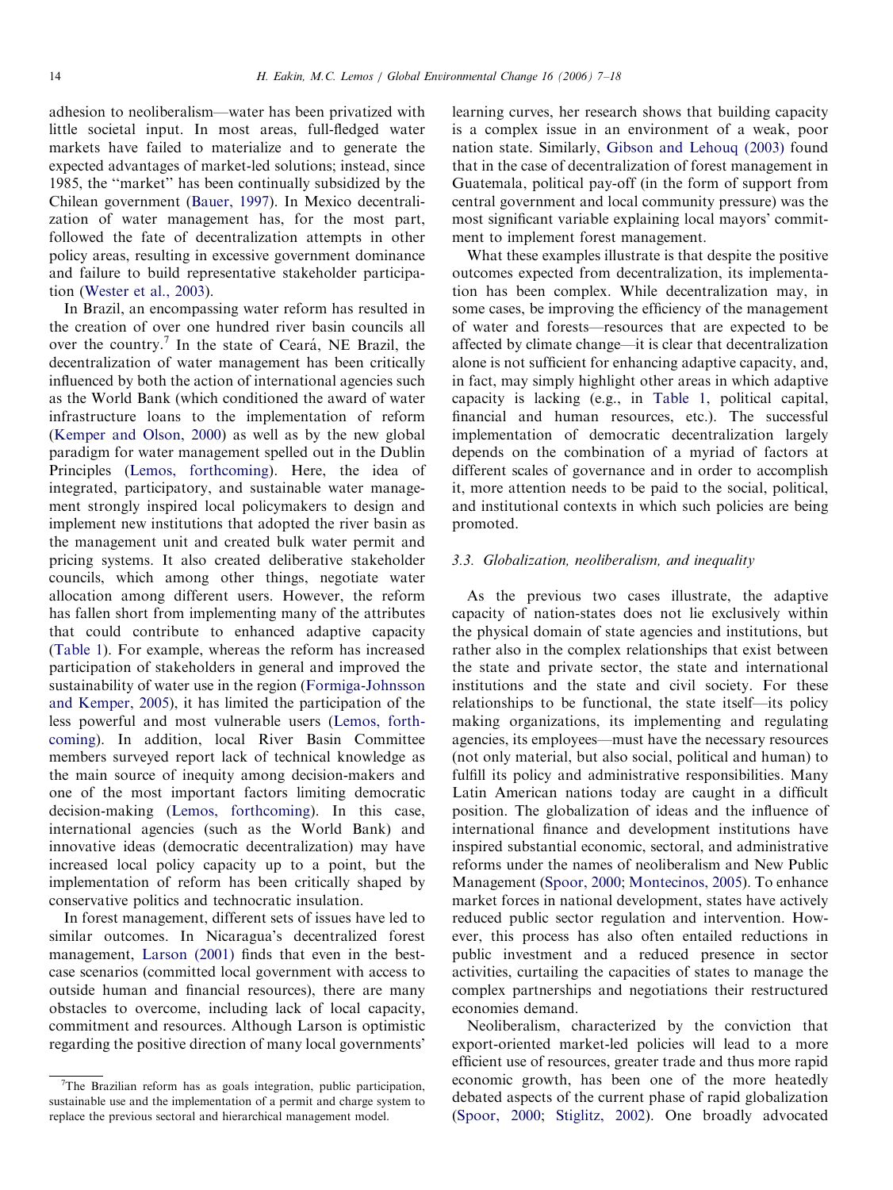adhesion to neoliberalism—water has been privatized with little societal input. In most areas, full-fledged water markets have failed to materialize and to generate the expected advantages of market-led solutions; instead, since 1985, the ''market'' has been continually subsidized by the Chilean government (Bauer, 1997). In Mexico decentralization of water management has, for the most part, followed the fate of decentralization attempts in other policy areas, resulting in excessive government dominance and failure to build representative stakeholder participation (Wester et al., 2003).

In Brazil, an encompassing water reform has resulted in the creation of over one hundred river basin councils all over the country.[7] In the state of Ceará, NE Brazil, the decentralization of water management has been critically influenced by both the action of international agencies such as the World Bank (which conditioned the award of water infrastructure loans to the implementation of reform (Kemper and Olson, 2000) as well as by the new global paradigm for water management spelled out in the Dublin Principles (Lemos, forthcoming). Here, the idea of integrated, participatory, and sustainable water management strongly inspired local policymakers to design and implement new institutions that adopted the river basin as the management unit and created bulk water permit and pricing systems. It also created deliberative stakeholder councils, which among other things, negotiate water allocation among different users. However, the reform has fallen short from implementing many of the attributes that could contribute to enhanced adaptive capacity (Table 1). For example, whereas the reform has increased participation of stakeholders in general and improved the sustainability of water use in the region (Formiga-Johnsson and Kemper, 2005), it has limited the participation of the less powerful and most vulnerable users (Lemos, forthcoming). In addition, local River Basin Committee members surveyed report lack of technical knowledge as the main source of inequity among decision-makers and one of the most important factors limiting democratic decision-making (Lemos, forthcoming). In this case, international agencies (such as the World Bank) and innovative ideas (democratic decentralization) may have increased local policy capacity up to a point, but the implementation of reform has been critically shaped by conservative politics and technocratic insulation.

In forest management, different sets of issues have led to similar outcomes. In Nicaragua's decentralized forest management, Larson (2001) finds that even in the best-case scenarios (committed local government with access to outside human and financial resources), there are many obstacles to overcome, including lack of local capacity, commitment and resources. Although Larson is optimistic regarding the positive direction of many local governments' learning curves, her research shows that building capacity is a complex issue in an environment of a weak, poor nation state. Similarly, Gibson and Lehouq (2003) found that in the case of decentralization of forest management in Guatemala, political pay-off (in the form of support from central government and local community pressure) was the most significant variable explaining local mayors' commitment to implement forest management.

What these examples illustrate is that despite the positive outcomes expected from decentralization, its implementation has been complex. While decentralization may, in some cases, be improving the efficiency of the management of water and forests—resources that are expected to be affected by climate change—it is clear that decentralization alone is not sufficient for enhancing adaptive capacity, and, in fact, may simply highlight other areas in which adaptive capacity is lacking (e.g., in Table 1, political capital, financial and human resources, etc.). The successful implementation of democratic decentralization largely depends on the combination of a myriad of factors at different scales of governance and in order to accomplish it, more attention needs to be paid to the social, political, and institutional contexts in which such policies are being promoted.

### 3.3. Globalization, neoliberalism, and inequality

As the previous two cases illustrate, the adaptive capacity of nation-states does not lie exclusively within the physical domain of state agencies and institutions, but rather also in the complex relationships that exist between the state and private sector, the state and international institutions and the state and civil society. For these relationships to be functional, the state itself—its policy making organizations, its implementing and regulating agencies, its employees—must have the necessary resources (not only material, but also social, political and human) to fulfill its policy and administrative responsibilities. Many Latin American nations today are caught in a difficult position. The globalization of ideas and the influence of international finance and development institutions have inspired substantial economic, sectoral, and administrative reforms under the names of neoliberalism and New Public Management (Spoor, 2000; Montecinos, 2005). To enhance market forces in national development, states have actively reduced public sector regulation and intervention. However, this process has also often entailed reductions in public investment and a reduced presence in sector activities, curtailing the capacities of states to manage the complex partnerships and negotiations their restructured economies demand.

Neoliberalism, characterized by the conviction that export-oriented market-led policies will lead to a more efficient use of resources, greater trade and thus more rapid economic growth, has been one of the more heatedly debated aspects of the current phase of rapid globalization (Spoor, 2000; Stiglitz, 2002). One broadly advocated

---

[7] The Brazilian reform has as goals integration, public participation, sustainable use and the implementation of a permit and charge system to replace the previous sectoral and hierarchical management model.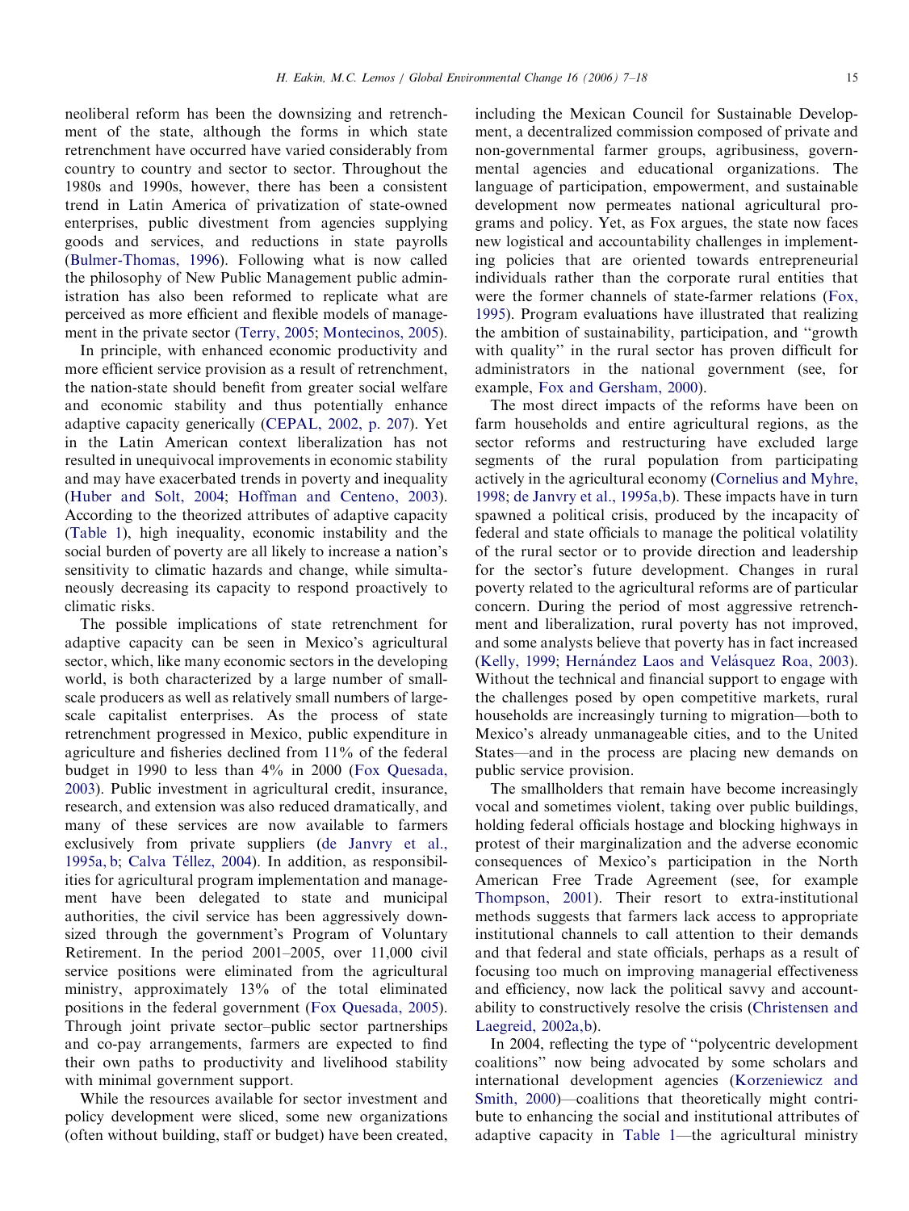neoliberal reform has been the downsizing and retrenchment of the state, although the forms in which state retrenchment have occurred have varied considerably from country to country and sector to sector. Throughout the 1980s and 1990s, however, there has been a consistent trend in Latin America of privatization of state-owned enterprises, public divestment from agencies supplying goods and services, and reductions in state payrolls (Bulmer-Thomas, 1996). Following what is now called the philosophy of New Public Management public administration has also been reformed to replicate what are perceived as more efficient and flexible models of management in the private sector (Terry, 2005; Montecinos, 2005).

In principle, with enhanced economic productivity and more efficient service provision as a result of retrenchment, the nation-state should benefit from greater social welfare and economic stability and thus potentially enhance adaptive capacity generically (CEPAL, 2002, p. 207). Yet in the Latin American context liberalization has not resulted in unequivocal improvements in economic stability and may have exacerbated trends in poverty and inequality (Huber and Solt, 2004; Hoffman and Centeno, 2003). According to the theorized attributes of adaptive capacity (Table 1), high inequality, economic instability and the social burden of poverty are all likely to increase a nation's sensitivity to climatic hazards and change, while simultaneously decreasing its capacity to respond proactively to climatic risks.

The possible implications of state retrenchment for adaptive capacity can be seen in Mexico's agricultural sector, which, like many economic sectors in the developing world, is both characterized by a large number of small-scale producers as well as relatively small numbers of large-scale capitalist enterprises. As the process of state retrenchment progressed in Mexico, public expenditure in agriculture and fisheries declined from 11% of the federal budget in 1990 to less than 4% in 2000 (Fox Quesada, 2003). Public investment in agricultural credit, insurance, research, and extension was also reduced dramatically, and many of these services are now available to farmers exclusively from private suppliers (de Janvry et al., 1995a, b; Calva Téllez, 2004). In addition, as responsibilities for agricultural program implementation and management have been delegated to state and municipal authorities, the civil service has been aggressively downsized through the government's Program of Voluntary Retirement. In the period 2001–2005, over 11,000 civil service positions were eliminated from the agricultural ministry, approximately 13% of the total eliminated positions in the federal government (Fox Quesada, 2005). Through joint private sector–public sector partnerships and co-pay arrangements, farmers are expected to find their own paths to productivity and livelihood stability with minimal government support.

While the resources available for sector investment and policy development were sliced, some new organizations (often without building, staff or budget) have been created, including the Mexican Council for Sustainable Development, a decentralized commission composed of private and non-governmental farmer groups, agribusiness, governmental agencies and educational organizations. The language of participation, empowerment, and sustainable development now permeates national agricultural programs and policy. Yet, as Fox argues, the state now faces new logistical and accountability challenges in implementing policies that are oriented towards entrepreneurial individuals rather than the corporate rural entities that were the former channels of state-farmer relations (Fox, 1995). Program evaluations have illustrated that realizing the ambition of sustainability, participation, and "growth with quality" in the rural sector has proven difficult for administrators in the national government (see, for example, Fox and Gersham, 2000).

The most direct impacts of the reforms have been on farm households and entire agricultural regions, as the sector reforms and restructuring have excluded large segments of the rural population from participating actively in the agricultural economy (Cornelius and Myhre, 1998; de Janvry et al., 1995a,b). These impacts have in turn spawned a political crisis, produced by the incapacity of federal and state officials to manage the political volatility of the rural sector or to provide direction and leadership for the sector's future development. Changes in rural poverty related to the agricultural reforms are of particular concern. During the period of most aggressive retrenchment and liberalization, rural poverty has not improved, and some analysts believe that poverty has in fact increased (Kelly, 1999; Hernández Laos and Velásquez Roa, 2003). Without the technical and financial support to engage with the challenges posed by open competitive markets, rural households are increasingly turning to migration—both to Mexico's already unmanageable cities, and to the United States—and in the process are placing new demands on public service provision.

The smallholders that remain have become increasingly vocal and sometimes violent, taking over public buildings, holding federal officials hostage and blocking highways in protest of their marginalization and the adverse economic consequences of Mexico's participation in the North American Free Trade Agreement (see, for example Thompson, 2001). Their resort to extra-institutional methods suggests that farmers lack access to appropriate institutional channels to call attention to their demands and that federal and state officials, perhaps as a result of focusing too much on improving managerial effectiveness and efficiency, now lack the political savvy and accountability to constructively resolve the crisis (Christensen and Laegreid, 2002a,b).

In 2004, reflecting the type of "polycentric development coalitions" now being advocated by some scholars and international development agencies (Korzeniewicz and Smith, 2000)—coalitions that theoretically might contribute to enhancing the social and institutional attributes of adaptive capacity in Table 1—the agricultural ministry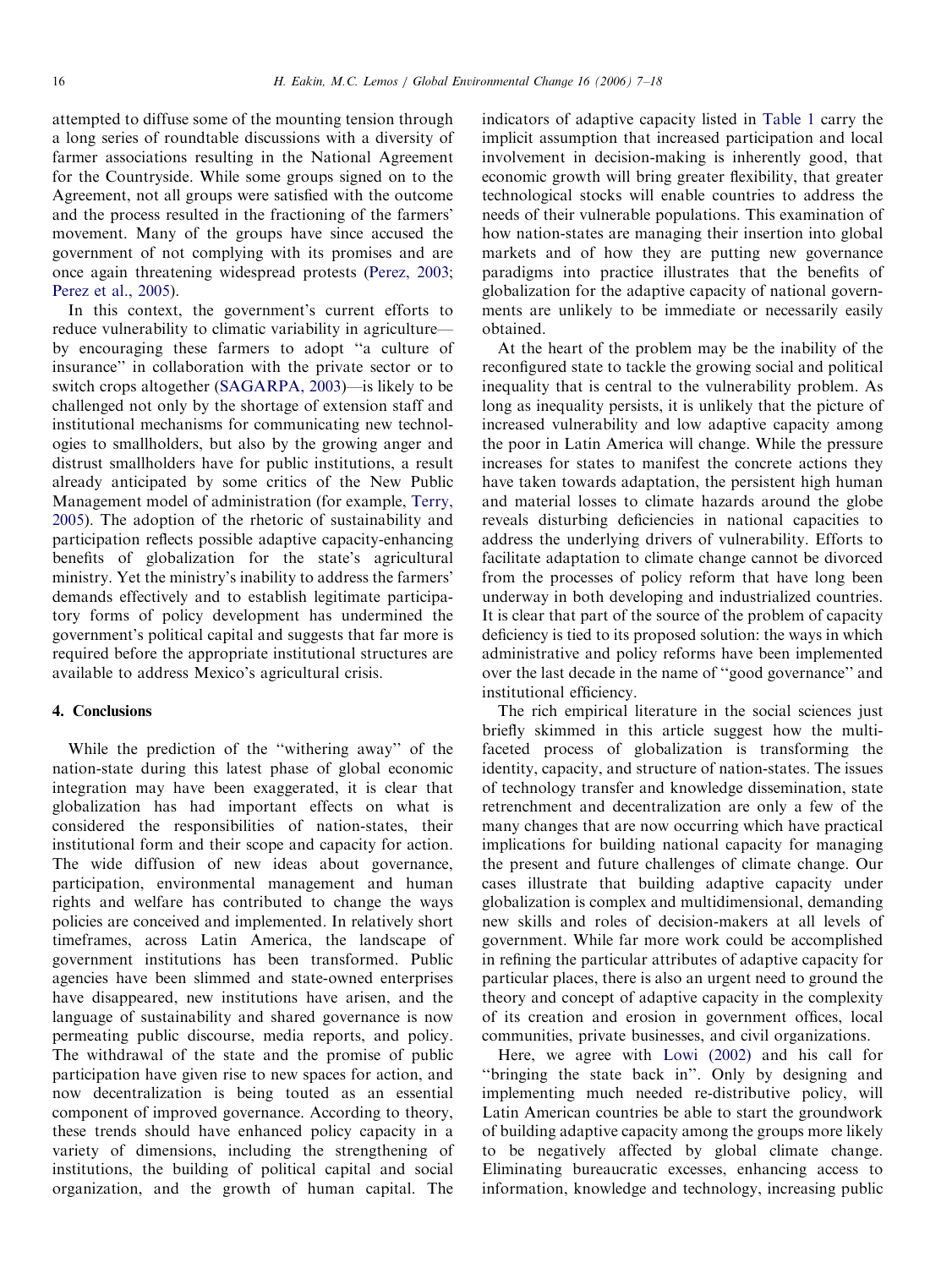attempted to diffuse some of the mounting tension through a long series of roundtable discussions with a diversity of farmer associations resulting in the National Agreement for the Countryside. While some groups signed on to the Agreement, not all groups were satisfied with the outcome and the process resulted in the fractioning of the farmers' movement. Many of the groups have since accused the government of not complying with its promises and are once again threatening widespread protests (Perez, 2003; Perez et al., 2005).

In this context, the government's current efforts to reduce vulnerability to climatic variability in agriculture—by encouraging these farmers to adopt "a culture of insurance" in collaboration with the private sector or to switch crops altogether (SAGARPA, 2003)—is likely to be challenged not only by the shortage of extension staff and institutional mechanisms for communicating new technologies to smallholders, but also by the growing anger and distrust smallholders have for public institutions, a result already anticipated by some critics of the New Public Management model of administration (for example, Terry, 2005). The adoption of the rhetoric of sustainability and participation reflects possible adaptive capacity-enhancing benefits of globalization for the state's agricultural ministry. Yet the ministry's inability to address the farmers' demands effectively and to establish legitimate participatory forms of policy development has undermined the government's political capital and suggests that far more is required before the appropriate institutional structures are available to address Mexico's agricultural crisis.

## 4. Conclusions

While the prediction of the "withering away" of the nation-state during this latest phase of global economic integration may have been exaggerated, it is clear that globalization has had important effects on what is considered the responsibilities of nation-states, their institutional form and their scope and capacity for action. The wide diffusion of new ideas about governance, participation, environmental management and human rights and welfare has contributed to change the ways policies are conceived and implemented. In relatively short timeframes, across Latin America, the landscape of government institutions has been transformed. Public agencies have been slimmed and state-owned enterprises have disappeared, new institutions have arisen, and the language of sustainability and shared governance is now permeating public discourse, media reports, and policy. The withdrawal of the state and the promise of public participation have given rise to new spaces for action, and now decentralization is being touted as an essential component of improved governance. According to theory, these trends should have enhanced policy capacity in a variety of dimensions, including the strengthening of institutions, the building of political capital and social organization, and the growth of human capital. The indicators of adaptive capacity listed in Table 1 carry the implicit assumption that increased participation and local involvement in decision-making is inherently good, that economic growth will bring greater flexibility, that greater technological stocks will enable countries to address the needs of their vulnerable populations. This examination of how nation-states are managing their insertion into global markets and of how they are putting new governance paradigms into practice illustrates that the benefits of globalization for the adaptive capacity of national governments are unlikely to be immediate or necessarily easily obtained.

At the heart of the problem may be the inability of the reconfigured state to tackle the growing social and political inequality that is central to the vulnerability problem. As long as inequality persists, it is unlikely that the picture of increased vulnerability and low adaptive capacity among the poor in Latin America will change. While the pressure increases for states to manifest the concrete actions they have taken towards adaptation, the persistent high human and material losses to climate hazards around the globe reveals disturbing deficiencies in national capacities to address the underlying drivers of vulnerability. Efforts to facilitate adaptation to climate change cannot be divorced from the processes of policy reform that have long been underway in both developing and industrialized countries. It is clear that part of the source of the problem of capacity deficiency is tied to its proposed solution: the ways in which administrative and policy reforms have been implemented over the last decade in the name of "good governance" and institutional efficiency.

The rich empirical literature in the social sciences just briefly skimmed in this article suggest how the multi-faceted process of globalization is transforming the identity, capacity, and structure of nation-states. The issues of technology transfer and knowledge dissemination, state retrenchment and decentralization are only a few of the many changes that are now occurring which have practical implications for building national capacity for managing the present and future challenges of climate change. Our cases illustrate that building adaptive capacity under globalization is complex and multidimensional, demanding new skills and roles of decision-makers at all levels of government. While far more work could be accomplished in refining the particular attributes of adaptive capacity for particular places, there is also an urgent need to ground the theory and concept of adaptive capacity in the complexity of its creation and erosion in government offices, local communities, private businesses, and civil organizations.

Here, we agree with Lowi (2002) and his call for "bringing the state back in". Only by designing and implementing much needed re-distributive policy, will Latin American countries be able to start the groundwork of building adaptive capacity among the groups more likely to be negatively affected by global climate change. Eliminating bureaucratic excesses, enhancing access to information, knowledge and technology, increasing public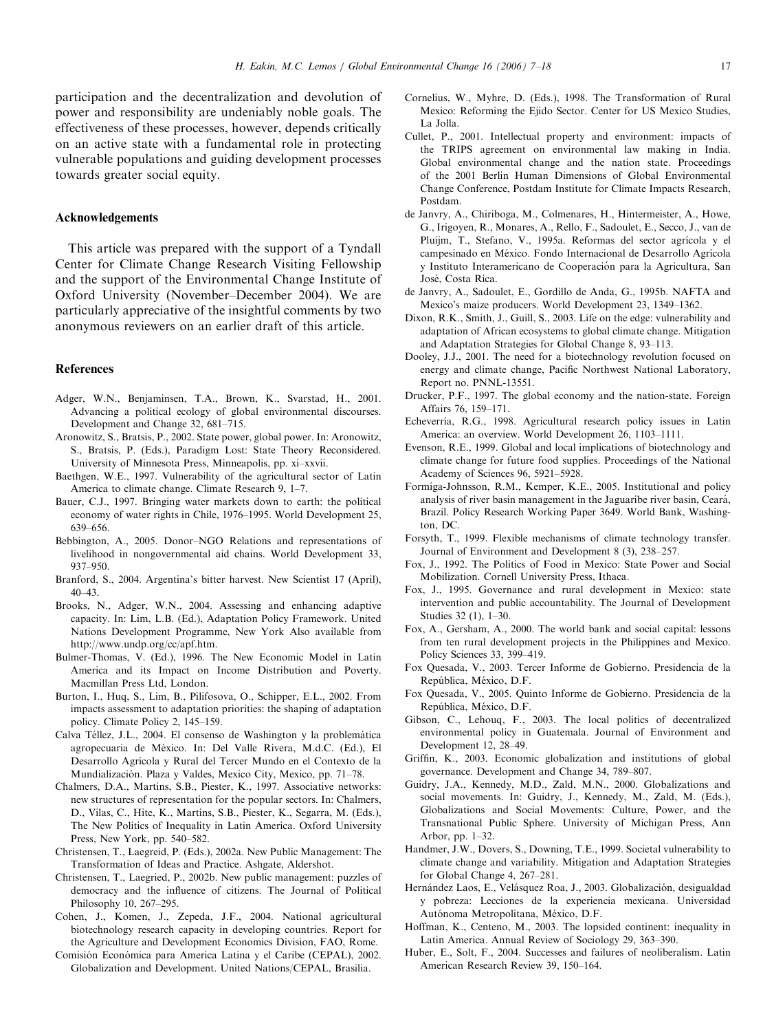participation and the decentralization and devolution of power and responsibility are undeniably noble goals. The effectiveness of these processes, however, depends critically on an active state with a fundamental role in protecting vulnerable populations and guiding development processes towards greater social equity.

## Acknowledgements

This article was prepared with the support of a Tyndall Center for Climate Change Research Visiting Fellowship and the support of the Environmental Change Institute of Oxford University (November–December 2004). We are particularly appreciative of the insightful comments by two anonymous reviewers on an earlier draft of this article.

## References

Adger, W.N., Benjaminsen, T.A., Brown, K., Svarstad, H., 2001. Advancing a political ecology of global environmental discourses. Development and Change 32, 681–715.

Aronowitz, S., Bratsis, P., 2002. State power, global power. In: Aronowitz, S., Bratsis, P. (Eds.), Paradigm Lost: State Theory Reconsidered. University of Minnesota Press, Minneapolis, pp. xi–xxvii.

Baethgen, W.E., 1997. Vulnerability of the agricultural sector of Latin America to climate change. Climate Research 9, 1–7.

Bauer, C.J., 1997. Bringing water markets down to earth: the political economy of water rights in Chile, 1976–1995. World Development 25, 639–656.

Bebbington, A., 2005. Donor–NGO Relations and representations of livelihood in nongovernmental aid chains. World Development 33, 937–950.

Branford, S., 2004. Argentina's bitter harvest. New Scientist 17 (April), 40–43.

Brooks, N., Adger, W.N., 2004. Assessing and enhancing adaptive capacity. In: Lim, L.B. (Ed.), Adaptation Policy Framework. United Nations Development Programme, New York Also available from http://www.undp.org/cc/apf.htm.

Bulmer-Thomas, V. (Ed.), 1996. The New Economic Model in Latin America and its Impact on Income Distribution and Poverty. Macmillan Press Ltd, London.

Burton, I., Huq, S., Lim, B., Pilifosova, O., Schipper, E.L., 2002. From impacts assessment to adaptation priorities: the shaping of adaptation policy. Climate Policy 2, 145–159.

Calva Téllez, J.L., 2004. El consenso de Washington y la problemática agropecuaria de México. In: Del Valle Rivera, M.d.C. (Ed.), El Desarrollo Agrícola y Rural del Tercer Mundo en el Contexto de la Mundialización. Plaza y Valdes, Mexico City, Mexico, pp. 71–78.

Chalmers, D.A., Martins, S.B., Piester, K., 1997. Associative networks: new structures of representation for the popular sectors. In: Chalmers, D., Vilas, C., Hite, K., Martins, S.B., Piester, K., Segarra, M. (Eds.), The New Politics of Inequality in Latin America. Oxford University Press, New York, pp. 540–582.

Christensen, T., Laegreid, P. (Eds.), 2002a. New Public Management: The Transformation of Ideas and Practice. Ashgate, Aldershot.

Christensen, T., Laegried, P., 2002b. New public management: puzzles of democracy and the influence of citizens. The Journal of Political Philosophy 10, 267–295.

Cohen, J., Komen, J., Zepeda, J.F., 2004. National agricultural biotechnology research capacity in developing countries. Report for the Agriculture and Development Economics Division, FAO, Rome.

Comisión Económica para America Latina y el Caribe (CEPAL), 2002. Globalization and Development. United Nations/CEPAL, Brasilia.

Cornelius, W., Myhre, D. (Eds.), 1998. The Transformation of Rural Mexico: Reforming the Ejido Sector. Center for US Mexico Studies, La Jolla.

Cullet, P., 2001. Intellectual property and environment: impacts of the TRIPS agreement on environmental law making in India. Global environmental change and the nation state. Proceedings of the 2001 Berlin Human Dimensions of Global Environmental Change Conference, Postdam Institute for Climate Impacts Research, Postdam.

de Janvry, A., Chiriboga, M., Colmenares, H., Hintermeister, A., Howe, G., Irigoyen, R., Monares, A., Rello, F., Sadoulet, E., Secco, J., van de Pluijm, T., Stefano, V., 1995a. Reformas del sector agrícola y el campesinado en México. Fondo Internacional de Desarrollo Agrícola y Instituto Interamericano de Cooperación para la Agricultura, San José, Costa Rica.

de Janvry, A., Sadoulet, E., Gordillo de Anda, G., 1995b. NAFTA and Mexico's maize producers. World Development 23, 1349–1362.

Dixon, R.K., Smith, J., Guill, S., 2003. Life on the edge: vulnerability and adaptation of African ecosystems to global climate change. Mitigation and Adaptation Strategies for Global Change 8, 93–113.

Dooley, J.J., 2001. The need for a biotechnology revolution focused on energy and climate change, Pacific Northwest National Laboratory, Report no. PNNL-13551.

Drucker, P.F., 1997. The global economy and the nation-state. Foreign Affairs 76, 159–171.

Echeverría, R.G., 1998. Agricultural research policy issues in Latin America: an overview. World Development 26, 1103–1111.

Evenson, R.E., 1999. Global and local implications of biotechnology and climate change for future food supplies. Proceedings of the National Academy of Sciences 96, 5921–5928.

Formiga-Johnsson, R.M., Kemper, K.E., 2005. Institutional and policy analysis of river basin management in the Jaguaribe river basin, Ceará, Brazil. Policy Research Working Paper 3649. World Bank, Washington, DC.

Forsyth, T., 1999. Flexible mechanisms of climate technology transfer. Journal of Environment and Development 8 (3), 238–257.

Fox, J., 1992. The Politics of Food in Mexico: State Power and Social Mobilization. Cornell University Press, Ithaca.

Fox, J., 1995. Governance and rural development in Mexico: state intervention and public accountability. The Journal of Development Studies 32 (1), 1–30.

Fox, A., Gersham, A., 2000. The world bank and social capital: lessons from ten rural development projects in the Philippines and Mexico. Policy Sciences 33, 399–419.

Fox Quesada, V., 2003. Tercer Informe de Gobierno. Presidencia de la República, México, D.F.

Fox Quesada, V., 2005. Quinto Informe de Gobierno. Presidencia de la República, México, D.F.

Gibson, C., Lehouq, F., 2003. The local politics of decentralized environmental policy in Guatemala. Journal of Environment and Development 12, 28–49.

Griffin, K., 2003. Economic globalization and institutions of global governance. Development and Change 34, 789–807.

Guidry, J.A., Kennedy, M.D., Zald, M.N., 2000. Globalizations and social movements. In: Guidry, J., Kennedy, M., Zald, M. (Eds.), Globalizations and Social Movements: Culture, Power, and the Transnational Public Sphere. University of Michigan Press, Ann Arbor, pp. 1–32.

Handmer, J.W., Dovers, S., Downing, T.E., 1999. Societal vulnerability to climate change and variability. Mitigation and Adaptation Strategies for Global Change 4, 267–281.

Hernández Laos, E., Velásquez Roa, J., 2003. Globalización, desigualdad y pobreza: Lecciones de la experiencia mexicana. Universidad Autónoma Metropolitana, México, D.F.

Hoffman, K., Centeno, M., 2003. The lopsided continent: inequality in Latin America. Annual Review of Sociology 29, 363–390.

Huber, E., Solt, F., 2004. Successes and failures of neoliberalism. Latin American Research Review 39, 150–164.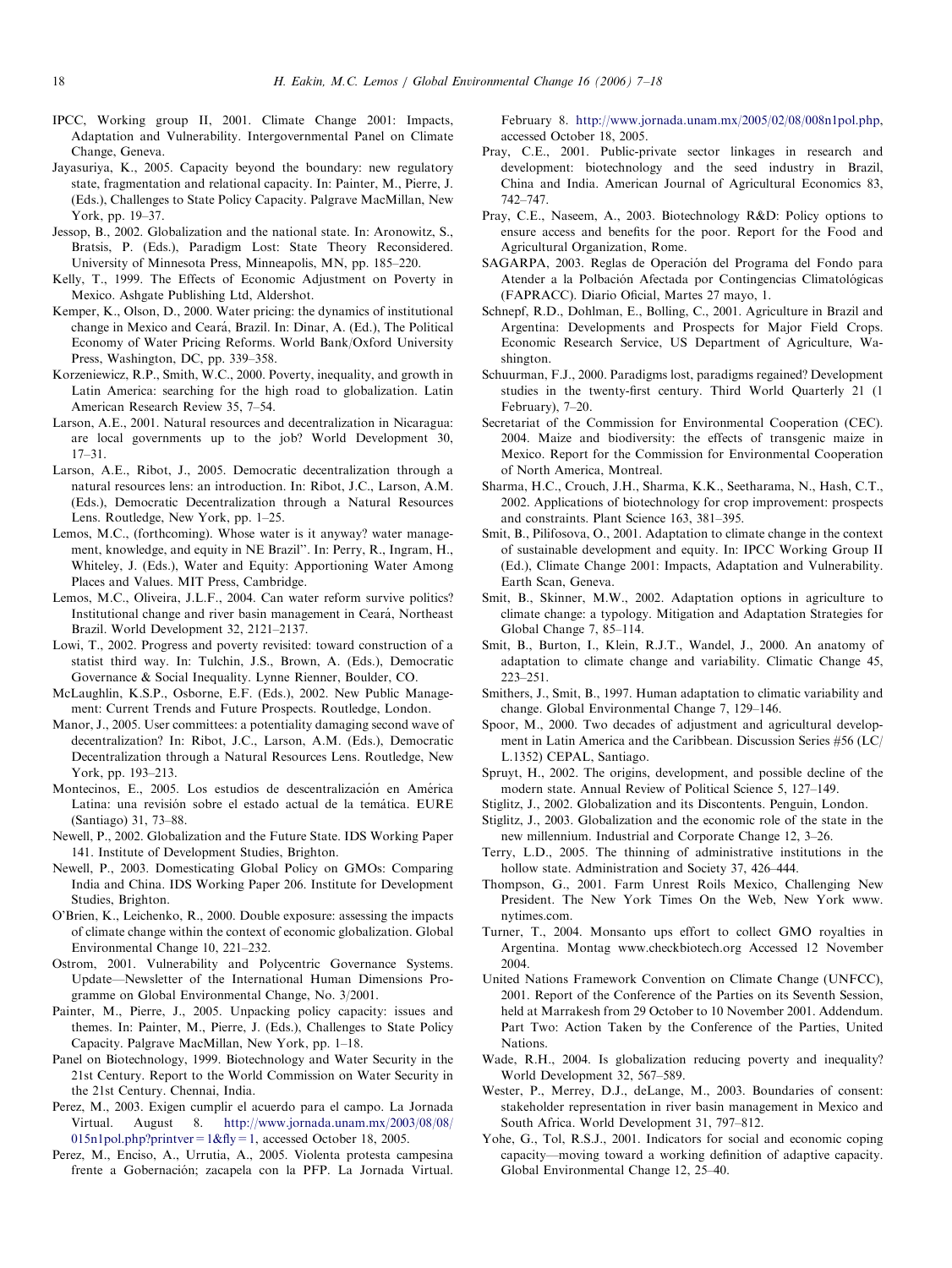IPCC, Working group II, 2001. Climate Change 2001: Impacts, Adaptation and Vulnerability. Intergovernmental Panel on Climate Change, Geneva.

Jayasuriya, K., 2005. Capacity beyond the boundary: new regulatory state, fragmentation and relational capacity. In: Painter, M., Pierre, J. (Eds.), Challenges to State Policy Capacity. Palgrave MacMillan, New York, pp. 19–37.

Jessop, B., 2002. Globalization and the national state. In: Aronowitz, S., Bratsis, P. (Eds.), Paradigm Lost: State Theory Reconsidered. University of Minnesota Press, Minneapolis, MN, pp. 185–220.

Kelly, T., 1999. The Effects of Economic Adjustment on Poverty in Mexico. Ashgate Publishing Ltd, Aldershot.

Kemper, K., Olson, D., 2000. Water pricing: the dynamics of institutional change in Mexico and Ceará, Brazil. In: Dinar, A. (Ed.), The Political Economy of Water Pricing Reforms. World Bank/Oxford University Press, Washington, DC, pp. 339–358.

Korzeniewicz, R.P., Smith, W.C., 2000. Poverty, inequality, and growth in Latin America: searching for the high road to globalization. Latin American Research Review 35, 7–54.

Larson, A.E., 2001. Natural resources and decentralization in Nicaragua: are local governments up to the job? World Development 30, 17–31.

Larson, A.E., Ribot, J., 2005. Democratic decentralization through a natural resources lens: an introduction. In: Ribot, J.C., Larson, A.M. (Eds.), Democratic Decentralization through a Natural Resources Lens. Routledge, New York, pp. 1–25.

Lemos, M.C., (forthcoming). Whose water is it anyway? water management, knowledge, and equity in NE Brazil". In: Perry, R., Ingram, H., Whiteley, J. (Eds.), Water and Equity: Apportioning Water Among Places and Values. MIT Press, Cambridge.

Lemos, M.C., Oliveira, J.L.F., 2004. Can water reform survive politics? Institutional change and river basin management in Ceará, Northeast Brazil. World Development 32, 2121–2137.

Lowi, T., 2002. Progress and poverty revisited: toward construction of a statist third way. In: Tulchin, J.S., Brown, A. (Eds.), Democratic Governance & Social Inequality. Lynne Rienner, Boulder, CO.

McLaughlin, K.S.P., Osborne, E.F. (Eds.), 2002. New Public Management: Current Trends and Future Prospects. Routledge, London.

Manor, J., 2005. User committees: a potentiality damaging second wave of decentralization? In: Ribot, J.C., Larson, A.M. (Eds.), Democratic Decentralization through a Natural Resources Lens. Routledge, New York, pp. 193–213.

Montecinos, E., 2005. Los estudios de descentralización en América Latina: una revisión sobre el estado actual de la temática. EURE (Santiago) 31, 73–88.

Newell, P., 2002. Globalization and the Future State. IDS Working Paper 141. Institute of Development Studies, Brighton.

Newell, P., 2003. Domesticating Global Policy on GMOs: Comparing India and China. IDS Working Paper 206. Institute for Development Studies, Brighton.

O'Brien, K., Leichenko, R., 2000. Double exposure: assessing the impacts of climate change within the context of economic globalization. Global Environmental Change 10, 221–232.

Ostrom, 2001. Vulnerability and Polycentric Governance Systems. Update—Newsletter of the International Human Dimensions Programme on Global Environmental Change, No. 3/2001.

Painter, M., Pierre, J., 2005. Unpacking policy capacity: issues and themes. In: Painter, M., Pierre, J. (Eds.), Challenges to State Policy Capacity. Palgrave MacMillan, New York, pp. 1–18.

Panel on Biotechnology, 1999. Biotechnology and Water Security in the 21st Century. Report to the World Commission on Water Security in the 21st Century. Chennai, India.

Perez, M., 2003. Exigen cumplir el acuerdo para el campo. La Jornada Virtual. August 8. http://www.jornada.unam.mx/2003/08/08/015n1pol.php?printver=1&fly=1, accessed October 18, 2005.

Perez, M., Enciso, A., Urrutia, A., 2005. Violenta protesta campesina frente a Gobernación; zacapela con la PFP. La Jornada Virtual. February 8. http://www.jornada.unam.mx/2005/02/08/008n1pol.php, accessed October 18, 2005.

Pray, C.E., 2001. Public-private sector linkages in research and development: biotechnology and the seed industry in Brazil, China and India. American Journal of Agricultural Economics 83, 742–747.

Pray, C.E., Naseem, A., 2003. Biotechnology R&D: Policy options to ensure access and benefits for the poor. Report for the Food and Agricultural Organization, Rome.

SAGARPA, 2003. Reglas de Operación del Programa del Fondo para Atender a la Polbación Afectada por Contingencias Climatológicas (FAPRACC). Diario Oficial, Martes 27 mayo, 1.

Schnepf, R.D., Dohlman, E., Bolling, C., 2001. Agriculture in Brazil and Argentina: Developments and Prospects for Major Field Crops. Economic Research Service, US Department of Agriculture, Washington.

Schuurman, F.J., 2000. Paradigms lost, paradigms regained? Development studies in the twenty-first century. Third World Quarterly 21 (1 February), 7–20.

Secretariat of the Commission for Environmental Cooperation (CEC). 2004. Maize and biodiversity: the effects of transgenic maize in Mexico. Report for the Commission for Environmental Cooperation of North America, Montreal.

Sharma, H.C., Crouch, J.H., Sharma, K.K., Seetharama, N., Hash, C.T., 2002. Applications of biotechnology for crop improvement: prospects and constraints. Plant Science 163, 381–395.

Smit, B., Pilifosova, O., 2001. Adaptation to climate change in the context of sustainable development and equity. In: IPCC Working Group II (Ed.), Climate Change 2001: Impacts, Adaptation and Vulnerability. Earth Scan, Geneva.

Smit, B., Skinner, M.W., 2002. Adaptation options in agriculture to climate change: a typology. Mitigation and Adaptation Strategies for Global Change 7, 85–114.

Smit, B., Burton, I., Klein, R.J.T., Wandel, J., 2000. An anatomy of adaptation to climate change and variability. Climatic Change 45, 223–251.

Smithers, J., Smit, B., 1997. Human adaptation to climatic variability and change. Global Environmental Change 7, 129–146.

Spoor, M., 2000. Two decades of adjustment and agricultural development in Latin America and the Caribbean. Discussion Series #56 (LC/L.1352) CEPAL, Santiago.

Spruyt, H., 2002. The origins, development, and possible decline of the modern state. Annual Review of Political Science 5, 127–149.

Stiglitz, J., 2002. Globalization and its Discontents. Penguin, London.

Stiglitz, J., 2003. Globalization and the economic role of the state in the new millennium. Industrial and Corporate Change 12, 3–26.

Terry, L.D., 2005. The thinning of administrative institutions in the hollow state. Administration and Society 37, 426–444.

Thompson, G., 2001. Farm Unrest Roils Mexico, Challenging New President. The New York Times On the Web, New York www.nytimes.com.

Turner, T., 2004. Monsanto ups effort to collect GMO royalties in Argentina. Montag www.checkbiotech.org Accessed 12 November 2004.

United Nations Framework Convention on Climate Change (UNFCC), 2001. Report of the Conference of the Parties on its Seventh Session, held at Marrakesh from 29 October to 10 November 2001. Addendum. Part Two: Action Taken by the Conference of the Parties, United Nations.

Wade, R.H., 2004. Is globalization reducing poverty and inequality? World Development 32, 567–589.

Wester, P., Merrey, D.J., deLange, M., 2003. Boundaries of consent: stakeholder representation in river basin management in Mexico and South Africa. World Development 31, 797–812.

Yohe, G., Tol, R.S.J., 2001. Indicators for social and economic coping capacity—moving toward a working definition of adaptive capacity. Global Environmental Change 12, 25–40.